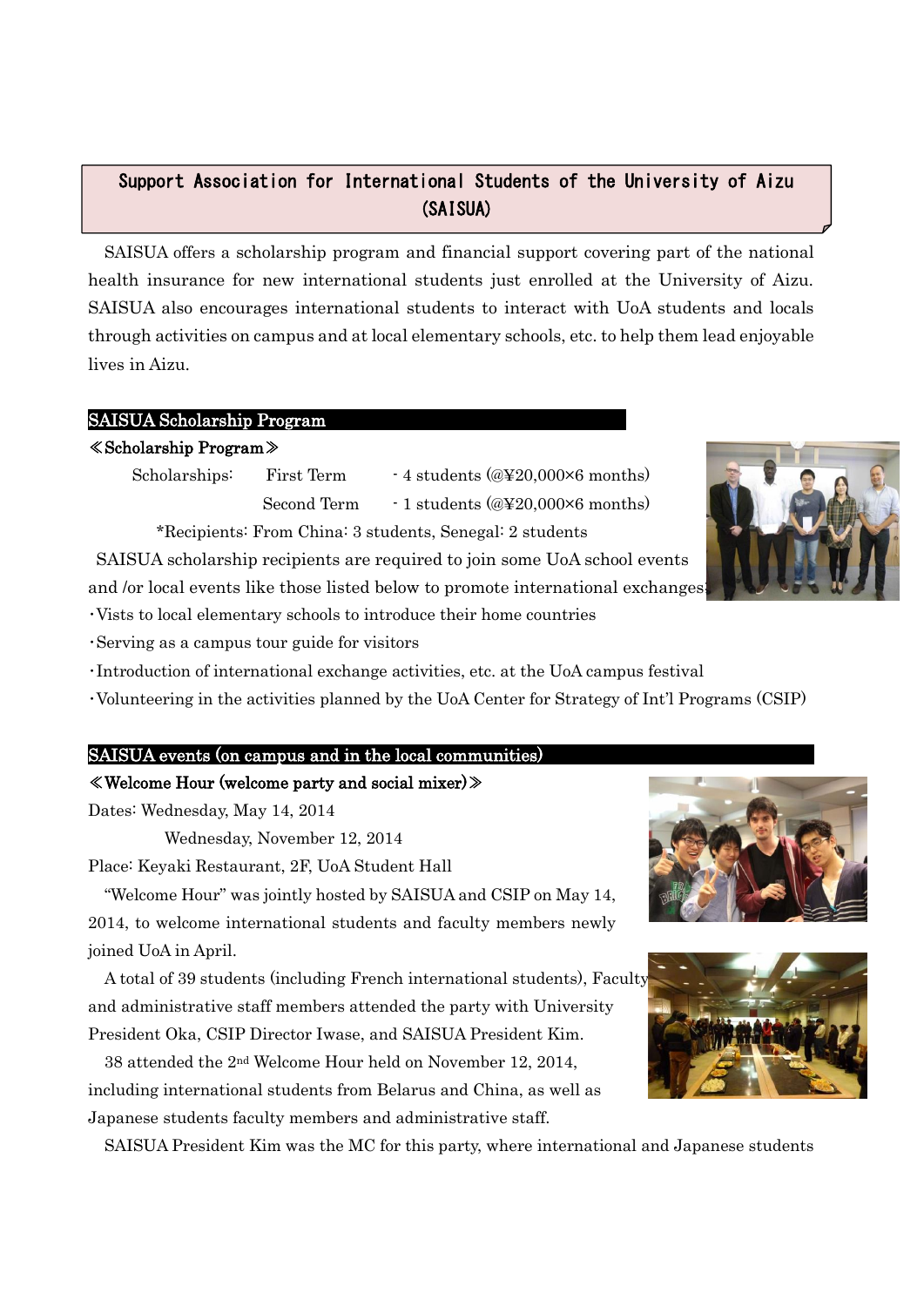# Support Association for International Students of the University of Aizu (SAISUA)

SAISUA offers a scholarship program and financial support covering part of the national health insurance for new international students just enrolled at the University of Aizu. SAISUA also encourages international students to interact with UoA students and locals through activities on campus and at local elementary schools, etc. to help them lead enjoyable lives in Aizu.

## SAISUA Scholarship Program

**≪Scholarship Program≫**

| Scholarships: | First Term | - 4 students (@¥20,000×6 months) |
| --- | --- | --- |
| | Second Term | - 1 students (@¥20,000×6 months) |

*Recipients: From China: 3 students, Senegal: 2 students

SAISUA scholarship recipients are required to join some UoA school events and /or local events like those listed below to promote international exchanges:

- Vists to local elementary schools to introduce their home countries
- Serving as a campus tour guide for visitors
- Introduction of international exchange activities, etc. at the UoA campus festival
- Volunteering in the activities planned by the UoA Center for Strategy of Int'l Programs (CSIP)

## SAISUA events (on campus and in the local communities)

**≪Welcome Hour (welcome party and social mixer)≫**

Dates: Wednesday, May 14, 2014

Wednesday, November 12, 2014

Place: Keyaki Restaurant, 2F, UoA Student Hall

"Welcome Hour" was jointly hosted by SAISUA and CSIP on May 14, 2014, to welcome international students and faculty members newly joined UoA in April.

A total of 39 students (including French international students), Faculty and administrative staff members attended the party with University President Oka, CSIP Director Iwase, and SAISUA President Kim.

38 attended the 2nd Welcome Hour held on November 12, 2014, including international students from Belarus and China, as well as Japanese students faculty members and administrative staff.

SAISUA President Kim was the MC for this party, where international and Japanese students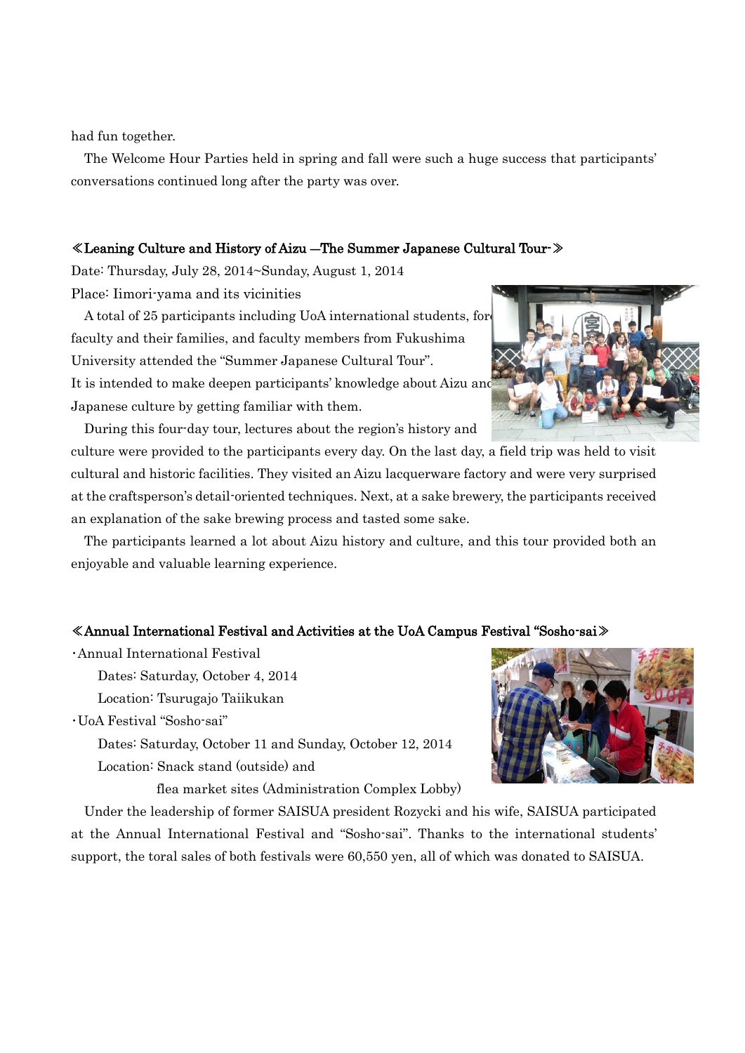had fun together.

The Welcome Hour Parties held in spring and fall were such a huge success that participants' conversations continued long after the party was over.

### ≪Leaning Culture and History of Aizu —The Summer Japanese Cultural Tour-≫

Date: Thursday, July 28, 2014~Sunday, August 1, 2014

Place: Iimori-yama and its vicinities

A total of 25 participants including UoA international students, foreign faculty and their families, and faculty members from Fukushima University attended the "Summer Japanese Cultural Tour". It is intended to make deepen participants' knowledge about Aizu and Japanese culture by getting familiar with them.

During this four-day tour, lectures about the region's history and culture were provided to the participants every day. On the last day, a field trip was held to visit cultural and historic facilities. They visited an Aizu lacquerware factory and were very surprised at the craftsperson's detail-oriented techniques. Next, at a sake brewery, the participants received an explanation of the sake brewing process and tasted some sake.

The participants learned a lot about Aizu history and culture, and this tour provided both an enjoyable and valuable learning experience.

### ≪Annual International Festival and Activities at the UoA Campus Festival "Sosho-sai≫

- Annual International Festival
  - Dates: Saturday, October 4, 2014
  - Location: Tsurugajo Taiikukan
- UoA Festival "Sosho-sai"
  - Dates: Saturday, October 11 and Sunday, October 12, 2014
  - Location: Snack stand (outside) and flea market sites (Administration Complex Lobby)

Under the leadership of former SAISUA president Rozycki and his wife, SAISUA participated at the Annual International Festival and "Sosho-sai". Thanks to the international students' support, the toral sales of both festivals were 60,550 yen, all of which was donated to SAISUA.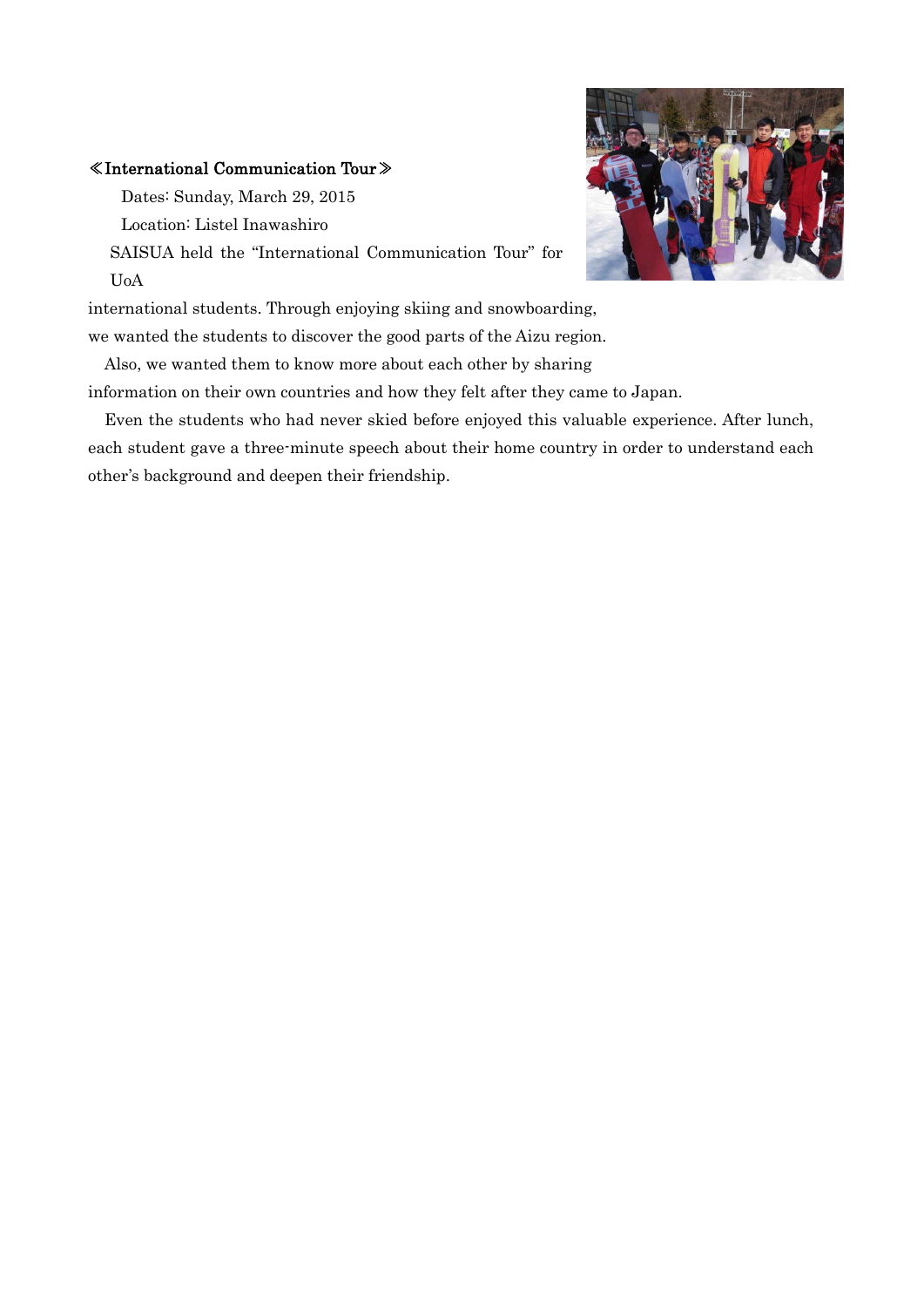**≪International Communication Tour≫**

Dates: Sunday, March 29, 2015

Location: Listel Inawashiro

SAISUA held the "International Communication Tour" for UoA international students. Through enjoying skiing and snowboarding, we wanted the students to discover the good parts of the Aizu region.

Also, we wanted them to know more about each other by sharing information on their own countries and how they felt after they came to Japan.

Even the students who had never skied before enjoyed this valuable experience. After lunch, each student gave a three-minute speech about their home country in order to understand each other's background and deepen their friendship.